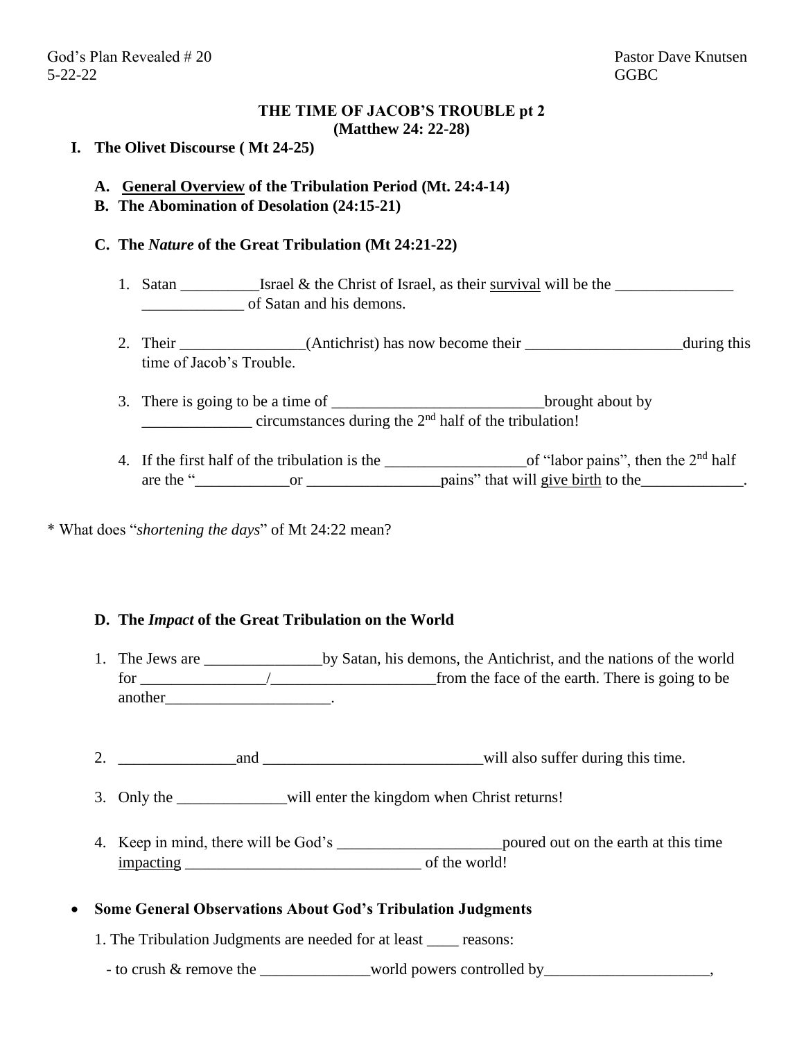God's Plan Revealed # 20 Pastor Dave Knutsen
5-22-22 GGBC

## THE TIME OF JACOB'S TROUBLE pt 2
### (Matthew 24: 22-28)

**I. The Olivet Discourse ( Mt 24-25)**

**A. <u>General Overview</u> of the Tribulation Period (Mt. 24:4-14)**

**B. The Abomination of Desolation (24:15-21)**

**C. The *Nature* of the Great Tribulation (Mt 24:21-22)**

1. Satan __________Israel & the Christ of Israel, as their <u>survival</u> will be the _______________ _____________ of Satan and his demons.

2. Their ________________(Antichrist) has now become their ____________________during this time of Jacob's Trouble.

3. There is going to be a time of ___________________________brought about by ______________ circumstances during the 2nd half of the tribulation!

4. If the first half of the tribulation is the __________________of "labor pains", then the 2nd half are the "____________or _________________pains" that will <u>give birth</u> to the_____________.

\* What does "*shortening the days*" of Mt 24:22 mean?

**D. The *Impact* of the Great Tribulation on the World**

1. The Jews are _______________by Satan, his demons, the Antichrist, and the nations of the world for ________________/_____________________from the face of the earth. There is going to be another_____________________.

2. _______________and ____________________________will also suffer during this time.

3. Only the ______________will enter the kingdom when Christ returns!

4. Keep in mind, there will be God's _____________________poured out on the earth at this time <u>impacting</u> ______________________________ of the world!

- **Some General Observations About God's Tribulation Judgments**

1. The Tribulation Judgments are needed for at least ____ reasons:

- to crush & remove the ______________world powers controlled by_____________________,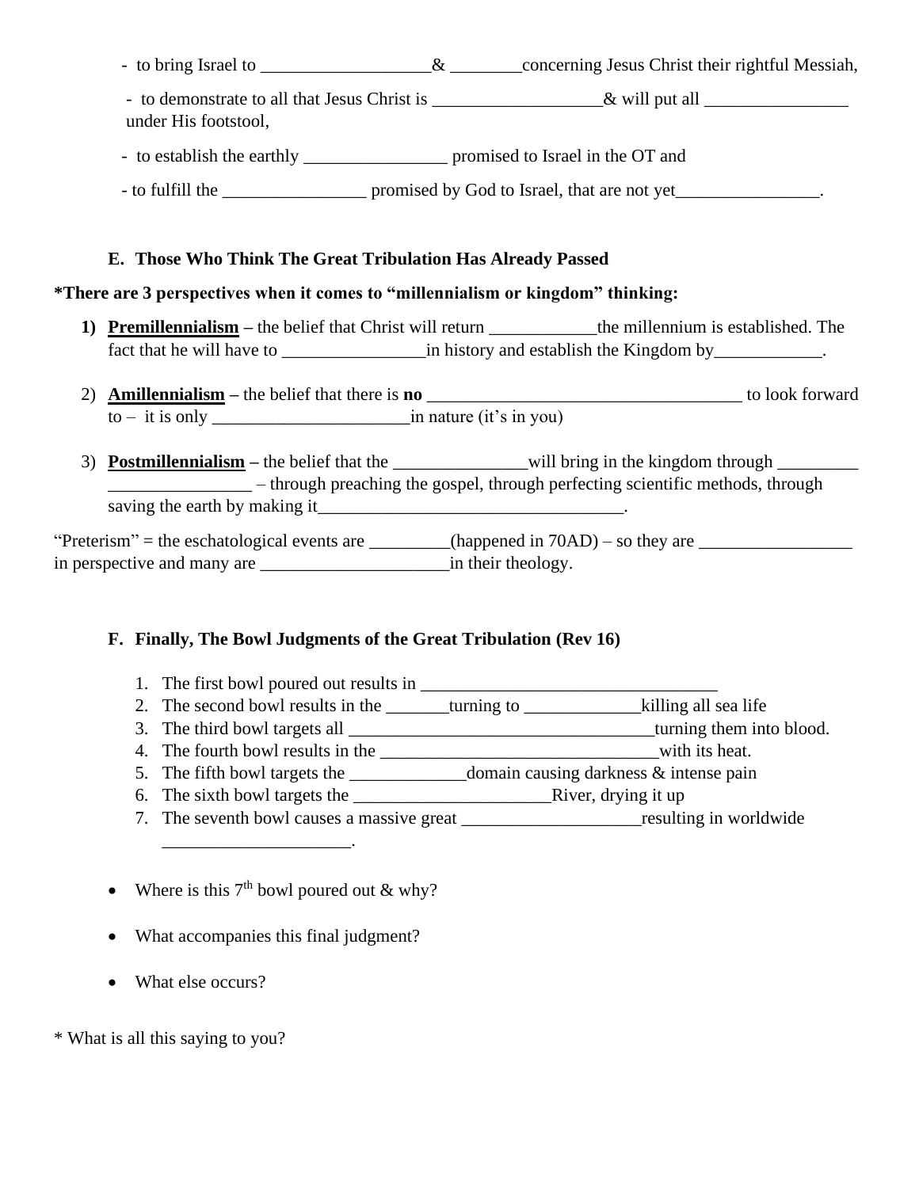- to bring Israel to ___________________& ________concerning Jesus Christ their rightful Messiah,
- to demonstrate to all that Jesus Christ is ___________________& will put all ________________ under His footstool,
- to establish the earthly ________________ promised to Israel in the OT and
- to fulfill the ________________ promised by God to Israel, that are not yet________________.

### E. Those Who Think The Great Tribulation Has Already Passed

**\*There are 3 perspectives when it comes to "millennialism or kingdom" thinking:**

1) **Premillennialism** – the belief that Christ will return ____________the millennium is established. The fact that he will have to ________________in history and establish the Kingdom by____________.

2) **Amillennialism** – the belief that there is **no** ____________________________________ to look forward to – it is only ______________________in nature (it's in you)

3) **Postmillennialism** – the belief that the _______________will bring in the kingdom through _________ ________________ – through preaching the gospel, through perfecting scientific methods, through saving the earth by making it___________________________________.

"Preterism" = the eschatological events are _________(happened in 70AD) – so they are _________________ in perspective and many are _____________________in their theology.

### F. Finally, The Bowl Judgments of the Great Tribulation (Rev 16)

1. The first bowl poured out results in _________________________________
2. The second bowl results in the _______turning to _____________killing all sea life
3. The third bowl targets all ___________________________________turning them into blood.
4. The fourth bowl results in the ________________________________with its heat.
5. The fifth bowl targets the _____________domain causing darkness & intense pain
6. The sixth bowl targets the ______________________River, drying it up
7. The seventh bowl causes a massive great ____________________resulting in worldwide _____________________.

- Where is this 7th bowl poured out & why?
- What accompanies this final judgment?
- What else occurs?

\* What is all this saying to you?